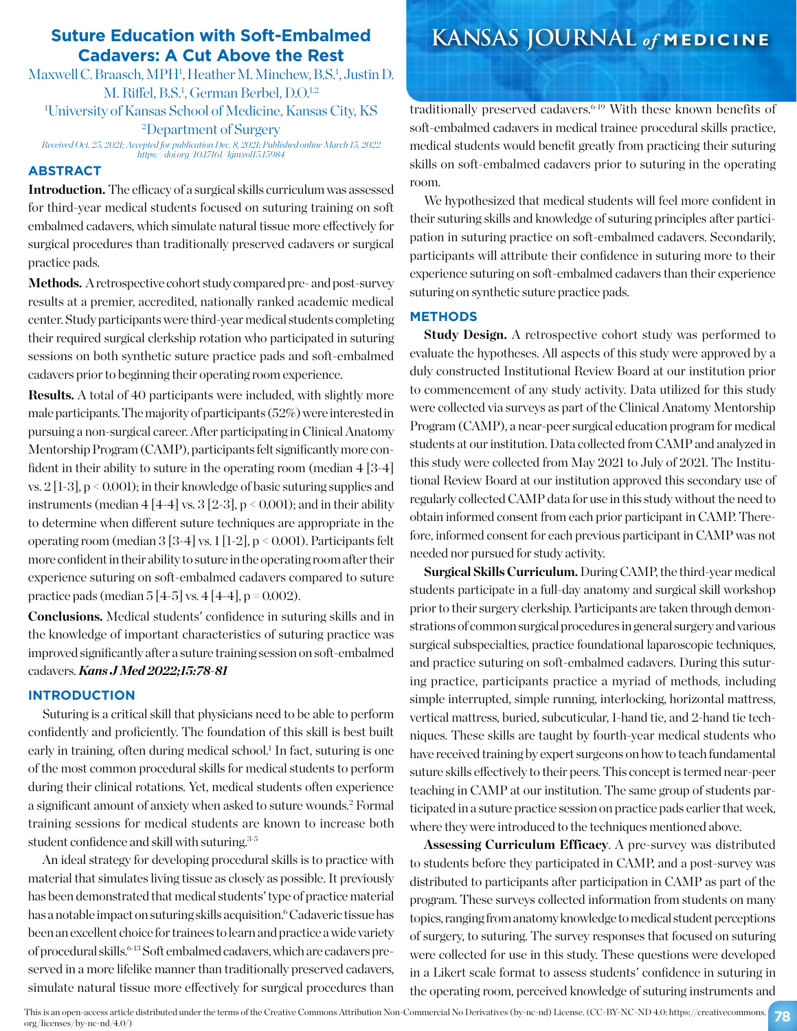# Suture Education with Soft-Embalmed Cadavers: A Cut Above the Rest

Maxwell C. Braasch, MPH[1], Heather M. Minchew, B.S.[1], Justin D. M. Riffel, B.S.[1], German Berbel, D.O.[1,2]

[1]University of Kansas School of Medicine, Kansas City, KS

[2]Department of Surgery

*Received Oct. 25, 2021; Accepted for publication Dec. 8, 2021; Published online March 15, 2022*
*https://doi.org/10.17161/kjm.vol15.15984*

## ABSTRACT

**Introduction.** The efficacy of a surgical skills curriculum was assessed for third-year medical students focused on suturing training on soft embalmed cadavers, which simulate natural tissue more effectively for surgical procedures than traditionally preserved cadavers or surgical practice pads.

**Methods.** A retrospective cohort study compared pre- and post-survey results at a premier, accredited, nationally ranked academic medical center. Study participants were third-year medical students completing their required surgical clerkship rotation who participated in suturing sessions on both synthetic suture practice pads and soft-embalmed cadavers prior to beginning their operating room experience.

**Results.** A total of 40 participants were included, with slightly more male participants. The majority of participants (52%) were interested in pursuing a non-surgical career. After participating in Clinical Anatomy Mentorship Program (CAMP), participants felt significantly more confident in their ability to suture in the operating room (median 4 [3-4] vs. 2 [1-3], $p < 0.001$); in their knowledge of basic suturing supplies and instruments (median 4 [4-4] vs. 3 [2-3], $p < 0.001$); and in their ability to determine when different suture techniques are appropriate in the operating room (median 3 [3-4] vs. 1 [1-2], $p < 0.001$). Participants felt more confident in their ability to suture in the operating room after their experience suturing on soft-embalmed cadavers compared to suture practice pads (median 5 [4-5] vs. 4 [4-4], $p = 0.002$).

**Conclusions.** Medical students' confidence in suturing skills and in the knowledge of important characteristics of suturing practice was improved significantly after a suture training session on soft-embalmed cadavers. ***Kans J Med 2022;15:78-81***

## INTRODUCTION

Suturing is a critical skill that physicians need to be able to perform confidently and proficiently. The foundation of this skill is best built early in training, often during medical school.[1] In fact, suturing is one of the most common procedural skills for medical students to perform during their clinical rotations. Yet, medical students often experience a significant amount of anxiety when asked to suture wounds.[2] Formal training sessions for medical students are known to increase both student confidence and skill with suturing.[3-5]

An ideal strategy for developing procedural skills is to practice with material that simulates living tissue as closely as possible. It previously has been demonstrated that medical students' type of practice material has a notable impact on suturing skills acquisition.[6] Cadaveric tissue has been an excellent choice for trainees to learn and practice a wide variety of procedural skills.[6-13] Soft embalmed cadavers, which are cadavers preserved in a more lifelike manner than traditionally preserved cadavers, simulate natural tissue more effectively for surgical procedures than traditionally preserved cadavers.[6-19] With these known benefits of soft-embalmed cadavers in medical trainee procedural skills practice, medical students would benefit greatly from practicing their suturing skills on soft-embalmed cadavers prior to suturing in the operating room.

We hypothesized that medical students will feel more confident in their suturing skills and knowledge of suturing principles after participation in suturing practice on soft-embalmed cadavers. Secondarily, participants will attribute their confidence in suturing more to their experience suturing on soft-embalmed cadavers than their experience suturing on synthetic suture practice pads.

## METHODS

**Study Design.** A retrospective cohort study was performed to evaluate the hypotheses. All aspects of this study were approved by a duly constructed Institutional Review Board at our institution prior to commencement of any study activity. Data utilized for this study were collected via surveys as part of the Clinical Anatomy Mentorship Program (CAMP), a near-peer surgical education program for medical students at our institution. Data collected from CAMP and analyzed in this study were collected from May 2021 to July of 2021. The Institutional Review Board at our institution approved this secondary use of regularly collected CAMP data for use in this study without the need to obtain informed consent from each prior participant in CAMP. Therefore, informed consent for each previous participant in CAMP was not needed nor pursued for study activity.

**Surgical Skills Curriculum.** During CAMP, the third-year medical students participate in a full-day anatomy and surgical skill workshop prior to their surgery clerkship. Participants are taken through demonstrations of common surgical procedures in general surgery and various surgical subspecialties, practice foundational laparoscopic techniques, and practice suturing on soft-embalmed cadavers. During this suturing practice, participants practice a myriad of methods, including simple interrupted, simple running, interlocking, horizontal mattress, vertical mattress, buried, subcuticular, 1-hand tie, and 2-hand tie techniques. These skills are taught by fourth-year medical students who have received training by expert surgeons on how to teach fundamental suture skills effectively to their peers. This concept is termed near-peer teaching in CAMP at our institution. The same group of students participated in a suture practice session on practice pads earlier that week, where they were introduced to the techniques mentioned above.

**Assessing Curriculum Efficacy**. A pre-survey was distributed to students before they participated in CAMP, and a post-survey was distributed to participants after participation in CAMP as part of the program. These surveys collected information from students on many topics, ranging from anatomy knowledge to medical student perceptions of surgery, to suturing. The survey responses that focused on suturing were collected for use in this study. These questions were developed in a Likert scale format to assess students' confidence in suturing in the operating room, perceived knowledge of suturing instruments and

This is an open-access article distributed under the terms of the Creative Commons Attribution Non-Commercial No Derivatives (by-nc-nd) License. (CC-BY-NC-ND 4.0: https://creativecommons.org/licenses/by-nc-nd/4.0/)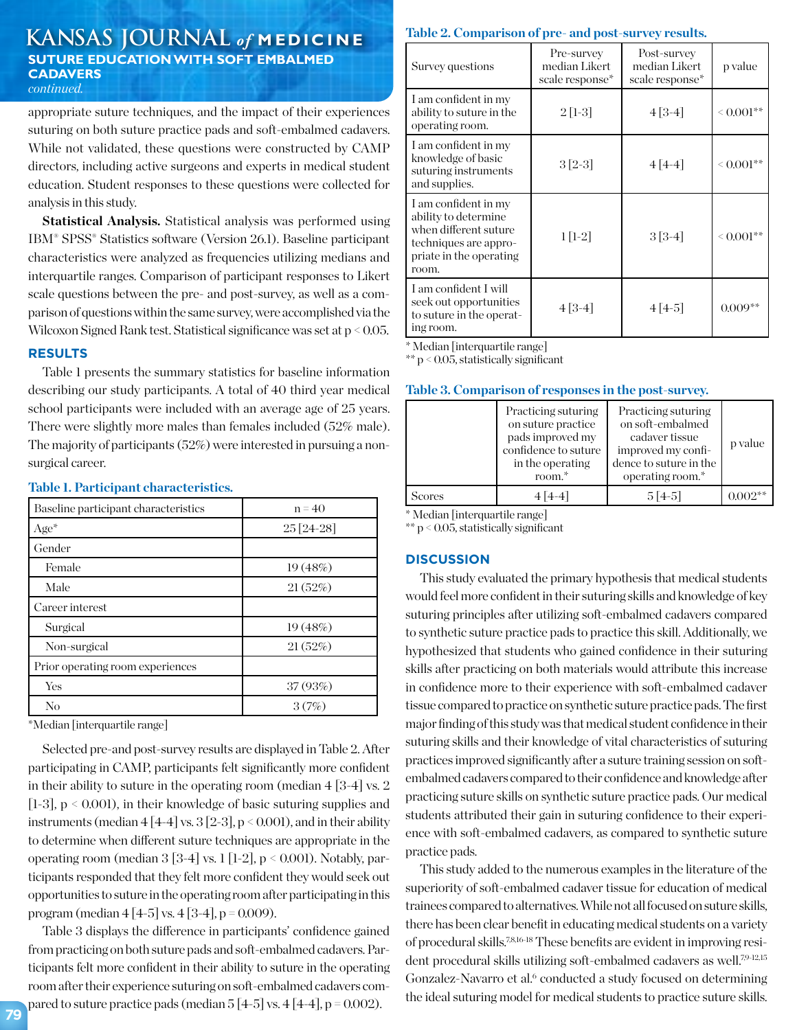appropriate suture techniques, and the impact of their experiences suturing on both suture practice pads and soft-embalmed cadavers. While not validated, these questions were constructed by CAMP directors, including active surgeons and experts in medical student education. Student responses to these questions were collected for analysis in this study.

**Statistical Analysis.** Statistical analysis was performed using IBM® SPSS® Statistics software (Version 26.1). Baseline participant characteristics were analyzed as frequencies utilizing medians and interquartile ranges. Comparison of participant responses to Likert scale questions between the pre- and post-survey, as well as a comparison of questions within the same survey, were accomplished via the Wilcoxon Signed Rank test. Statistical significance was set at $p < 0.05$.

## RESULTS

Table 1 presents the summary statistics for baseline information describing our study participants. A total of 40 third year medical school participants were included with an average age of 25 years. There were slightly more males than females included (52% male). The majority of participants (52%) were interested in pursuing a non-surgical career.

**Table 1. Participant characteristics.**

| Baseline participant characteristics | n = 40 |
|---|---|
| Age* | 25 [24-28] |
| Gender | |
| Female | 19 (48%) |
| Male | 21 (52%) |
| Career interest | |
| Surgical | 19 (48%) |
| Non-surgical | 21 (52%) |
| Prior operating room experiences | |
| Yes | 37 (93%) |
| No | 3 (7%) |

*Median [interquartile range]

Selected pre-and post-survey results are displayed in Table 2. After participating in CAMP, participants felt significantly more confident in their ability to suture in the operating room (median 4 [3-4] vs. 2 [1-3], $p < 0.001$), in their knowledge of basic suturing supplies and instruments (median 4 [4-4] vs. 3 [2-3], $p < 0.001$), and in their ability to determine when different suture techniques are appropriate in the operating room (median 3 [3-4] vs. 1 [1-2], $p < 0.001$). Notably, participants responded that they felt more confident they would seek out opportunities to suture in the operating room after participating in this program (median 4 [4-5] vs. 4 [3-4], $p = 0.009$).

Table 3 displays the difference in participants' confidence gained from practicing on both suture pads and soft-embalmed cadavers. Participants felt more confident in their ability to suture in the operating room after their experience suturing on soft-embalmed cadavers compared to suture practice pads (median 5 [4-5] vs. 4 [4-4], $p = 0.002$).

**Table 2. Comparison of pre- and post-survey results.**

| Survey questions | Pre-survey median Likert scale response* | Post-survey median Likert scale response* | p value |
|---|---|---|---|
| I am confident in my ability to suture in the operating room. | 2 [1-3] | 4 [3-4] | < 0.001** |
| I am confident in my knowledge of basic suturing instruments and supplies. | 3 [2-3] | 4 [4-4] | < 0.001** |
| I am confident in my ability to determine when different suture techniques are appropriate in the operating room. | 1 [1-2] | 3 [3-4] | < 0.001** |
| I am confident I will seek out opportunities to suture in the operating room. | 4 [3-4] | 4 [4-5] | 0.009** |

\* Median [interquartile range]
\*\* $p < 0.05$, statistically significant

**Table 3. Comparison of responses in the post-survey.**

| | Practicing suturing on suture practice pads improved my confidence to suture in the operating room.* | Practicing suturing on soft-embalmed cadaver tissue improved my confidence to suture in the operating room.* | p value |
|---|---|---|---|
| Scores | 4 [4-4] | 5 [4-5] | 0.002** |

\* Median [interquartile range]
\*\* $p < 0.05$, statistically significant

## DISCUSSION

This study evaluated the primary hypothesis that medical students would feel more confident in their suturing skills and knowledge of key suturing principles after utilizing soft-embalmed cadavers compared to synthetic suture practice pads to practice this skill. Additionally, we hypothesized that students who gained confidence in their suturing skills after practicing on both materials would attribute this increase in confidence more to their experience with soft-embalmed cadaver tissue compared to practice on synthetic suture practice pads. The first major finding of this study was that medical student confidence in their suturing skills and their knowledge of vital characteristics of suturing practices improved significantly after a suture training session on soft-embalmed cadavers compared to their confidence and knowledge after practicing suture skills on synthetic suture practice pads. Our medical students attributed their gain in suturing confidence to their experience with soft-embalmed cadavers, as compared to synthetic suture practice pads.

This study added to the numerous examples in the literature of the superiority of soft-embalmed cadaver tissue for education of medical trainees compared to alternatives. While not all focused on suture skills, there has been clear benefit in educating medical students on a variety of procedural skills.[7,8,16-18] These benefits are evident in improving resident procedural skills utilizing soft-embalmed cadavers as well.[7,9-12,15] Gonzalez-Navarro et al.[6] conducted a study focused on determining the ideal suturing model for medical students to practice suture skills.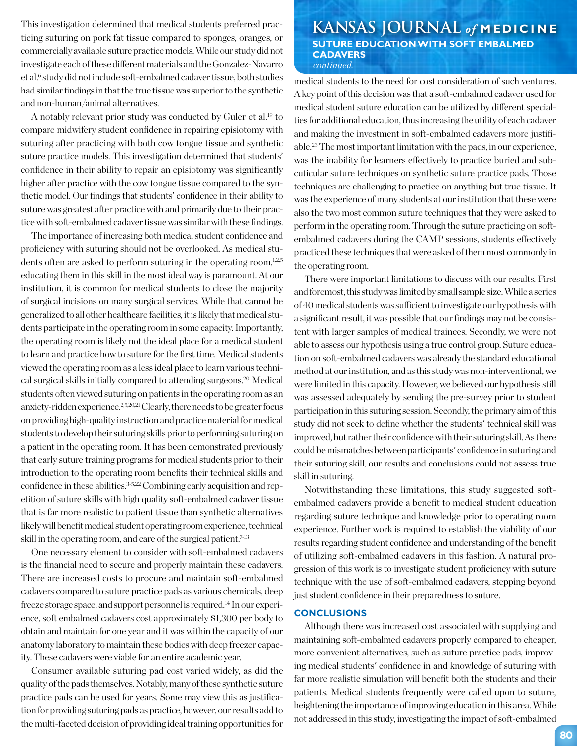This investigation determined that medical students preferred practicing suturing on pork fat tissue compared to sponges, oranges, or commercially available suture practice models. While our study did not investigate each of these different materials and the Gonzalez-Navarro et al.[6] study did not include soft-embalmed cadaver tissue, both studies had similar findings in that the true tissue was superior to the synthetic and non-human/animal alternatives.

A notably relevant prior study was conducted by Guler et al.[19] to compare midwifery student confidence in repairing episiotomy with suturing after practicing with both cow tongue tissue and synthetic suture practice models. This investigation determined that students' confidence in their ability to repair an episiotomy was significantly higher after practice with the cow tongue tissue compared to the synthetic model. Our findings that students' confidence in their ability to suture was greatest after practice with and primarily due to their practice with soft-embalmed cadaver tissue was similar with these findings.

The importance of increasing both medical student confidence and proficiency with suturing should not be overlooked. As medical students often are asked to perform suturing in the operating room,[1,2,5] educating them in this skill in the most ideal way is paramount. At our institution, it is common for medical students to close the majority of surgical incisions on many surgical services. While that cannot be generalized to all other healthcare facilities, it is likely that medical students participate in the operating room in some capacity. Importantly, the operating room is likely not the ideal place for a medical student to learn and practice how to suture for the first time. Medical students viewed the operating room as a less ideal place to learn various technical surgical skills initially compared to attending surgeons.[20] Medical students often viewed suturing on patients in the operating room as an anxiety-ridden experience.[2,5,20,21] Clearly, there needs to be greater focus on providing high-quality instruction and practice material for medical students to develop their suturing skills prior to performing suturing on a patient in the operating room. It has been demonstrated previously that early suture training programs for medical students prior to their introduction to the operating room benefits their technical skills and confidence in these abilities.[3-5,22] Combining early acquisition and repetition of suture skills with high quality soft-embalmed cadaver tissue that is far more realistic to patient tissue than synthetic alternatives likely will benefit medical student operating room experience, technical skill in the operating room, and care of the surgical patient.[7-13]

One necessary element to consider with soft-embalmed cadavers is the financial need to secure and properly maintain these cadavers. There are increased costs to procure and maintain soft-embalmed cadavers compared to suture practice pads as various chemicals, deep freeze storage space, and support personnel is required.[14] In our experience, soft embalmed cadavers cost approximately $1,300 per body to obtain and maintain for one year and it was within the capacity of our anatomy laboratory to maintain these bodies with deep freezer capacity. These cadavers were viable for an entire academic year.

Consumer available suturing pad cost varied widely, as did the quality of the pads themselves. Notably, many of these synthetic suture practice pads can be used for years. Some may view this as justification for providing suturing pads as practice, however, our results add to the multi-faceted decision of providing ideal training opportunities for medical students to the need for cost consideration of such ventures. A key point of this decision was that a soft-embalmed cadaver used for medical student suture education can be utilized by different specialties for additional education, thus increasing the utility of each cadaver and making the investment in soft-embalmed cadavers more justifiable.[23] The most important limitation with the pads, in our experience, was the inability for learners effectively to practice buried and subcuticular suture techniques on synthetic suture practice pads. Those techniques are challenging to practice on anything but true tissue. It was the experience of many students at our institution that these were also the two most common suture techniques that they were asked to perform in the operating room. Through the suture practicing on soft-embalmed cadavers during the CAMP sessions, students effectively practiced these techniques that were asked of them most commonly in the operating room.

There were important limitations to discuss with our results. First and foremost, this study was limited by small sample size. While a series of 40 medical students was sufficient to investigate our hypothesis with a significant result, it was possible that our findings may not be consistent with larger samples of medical trainees. Secondly, we were not able to assess our hypothesis using a true control group. Suture education on soft-embalmed cadavers was already the standard educational method at our institution, and as this study was non-interventional, we were limited in this capacity. However, we believed our hypothesis still was assessed adequately by sending the pre-survey prior to student participation in this suturing session. Secondly, the primary aim of this study did not seek to define whether the students' technical skill was improved, but rather their confidence with their suturing skill. As there could be mismatches between participants' confidence in suturing and their suturing skill, our results and conclusions could not assess true skill in suturing.

Notwithstanding these limitations, this study suggested soft-embalmed cadavers provide a benefit to medical student education regarding suture technique and knowledge prior to operating room experience. Further work is required to establish the viability of our results regarding student confidence and understanding of the benefit of utilizing soft-embalmed cadavers in this fashion. A natural progression of this work is to investigate student proficiency with suture technique with the use of soft-embalmed cadavers, stepping beyond just student confidence in their preparedness to suture.

## CONCLUSIONS

Although there was increased cost associated with supplying and maintaining soft-embalmed cadavers properly compared to cheaper, more convenient alternatives, such as suture practice pads, improving medical students' confidence in and knowledge of suturing with far more realistic simulation will benefit both the students and their patients. Medical students frequently were called upon to suture, heightening the importance of improving education in this area. While not addressed in this study, investigating the impact of soft-embalmed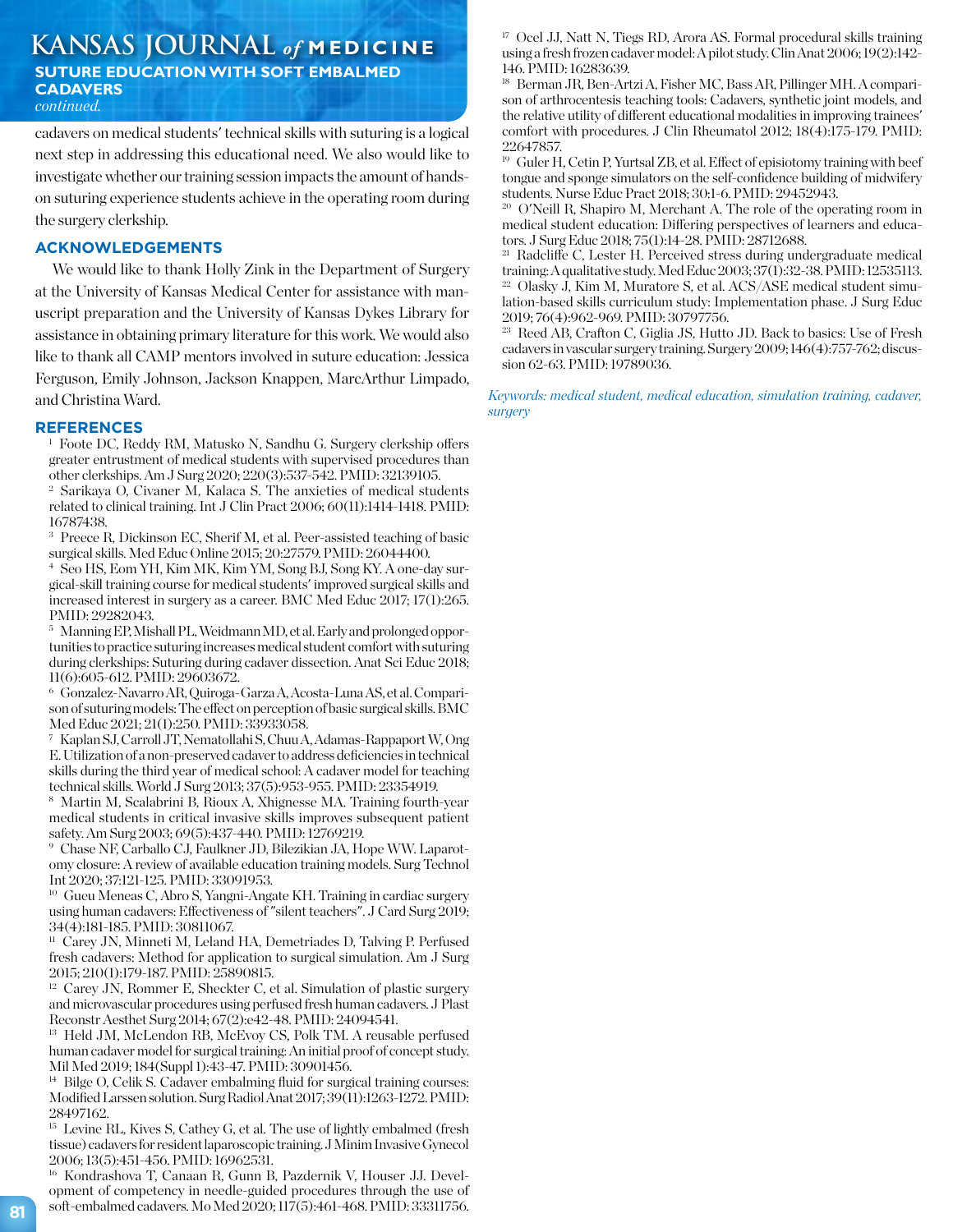cadavers on medical students' technical skills with suturing is a logical next step in addressing this educational need. We also would like to investigate whether our training session impacts the amount of hands-on suturing experience students achieve in the operating room during the surgery clerkship.

## ACKNOWLEDGEMENTS

We would like to thank Holly Zink in the Department of Surgery at the University of Kansas Medical Center for assistance with manuscript preparation and the University of Kansas Dykes Library for assistance in obtaining primary literature for this work. We would also like to thank all CAMP mentors involved in suture education: Jessica Ferguson, Emily Johnson, Jackson Knappen, MarcArthur Limpado, and Christina Ward.

## REFERENCES

[1] Foote DC, Reddy RM, Matusko N, Sandhu G. Surgery clerkship offers greater entrustment of medical students with supervised procedures than other clerkships. Am J Surg 2020; 220(3):537-542. PMID: 32139105.

[2] Sarikaya O, Civaner M, Kalaca S. The anxieties of medical students related to clinical training. Int J Clin Pract 2006; 60(11):1414-1418. PMID: 16787438.

[3] Preece R, Dickinson EC, Sherif M, et al. Peer-assisted teaching of basic surgical skills. Med Educ Online 2015; 20:27579. PMID: 26044400.

[4] Seo HS, Eom YH, Kim MK, Kim YM, Song BJ, Song KY. A one-day surgical-skill training course for medical students' improved surgical skills and increased interest in surgery as a career. BMC Med Educ 2017; 17(1):265. PMID: 29282043.

[5] Manning EP, Mishall PL, Weidmann MD, et al. Early and prolonged opportunities to practice suturing increases medical student comfort with suturing during clerkships: Suturing during cadaver dissection. Anat Sci Educ 2018; 11(6):605-612. PMID: 29603672.

[6] Gonzalez-Navarro AR, Quiroga-Garza A, Acosta-Luna AS, et al. Comparison of suturing models: The effect on perception of basic surgical skills. BMC Med Educ 2021; 21(1):250. PMID: 33933058.

[7] Kaplan SJ, Carroll JT, Nematollahi S, Chuu A, Adamas-Rappaport W, Ong E. Utilization of a non-preserved cadaver to address deficiencies in technical skills during the third year of medical school: A cadaver model for teaching technical skills. World J Surg 2013; 37(5):953-955. PMID: 23354919.

[8] Martin M, Scalabrini B, Rioux A, Xhignesse MA. Training fourth-year medical students in critical invasive skills improves subsequent patient safety. Am Surg 2003; 69(5):437-440. PMID: 12769219.

[9] Chase NF, Carballo CJ, Faulkner JD, Bilezikian JA, Hope WW. Laparotomy closure: A review of available education training models. Surg Technol Int 2020; 37:121-125. PMID: 33091953.

[10] Gueu Meneas C, Abro S, Yangni-Angate KH. Training in cardiac surgery using human cadavers: Effectiveness of "silent teachers". J Card Surg 2019; 34(4):181-185. PMID: 30811067.

[11] Carey JN, Minneti M, Leland HA, Demetriades D, Talving P. Perfused fresh cadavers: Method for application to surgical simulation. Am J Surg 2015; 210(1):179-187. PMID: 25890815.

[12] Carey JN, Rommer E, Sheckter C, et al. Simulation of plastic surgery and microvascular procedures using perfused fresh human cadavers. J Plast Reconstr Aesthet Surg 2014; 67(2):e42-48. PMID: 24094541.

[13] Held JM, McLendon RB, McEvoy CS, Polk TM. A reusable perfused human cadaver model for surgical training: An initial proof of concept study. Mil Med 2019; 184(Suppl 1):43-47. PMID: 30901456.

[14] Bilge O, Celik S. Cadaver embalming fluid for surgical training courses: Modified Larssen solution. Surg Radiol Anat 2017; 39(11):1263-1272. PMID: 28497162.

[15] Levine RL, Kives S, Cathey G, et al. The use of lightly embalmed (fresh tissue) cadavers for resident laparoscopic training. J Minim Invasive Gynecol 2006; 13(5):451-456. PMID: 16962531.

[16] Kondrashova T, Canaan R, Gunn B, Pazdernik V, Houser JJ. Development of competency in needle-guided procedures through the use of soft-embalmed cadavers. Mo Med 2020; 117(5):461-468. PMID: 33311756.

[17] Ocel JJ, Natt N, Tiegs RD, Arora AS. Formal procedural skills training using a fresh frozen cadaver model: A pilot study. Clin Anat 2006; 19(2):142-146. PMID: 16283639.

[18] Berman JR, Ben-Artzi A, Fisher MC, Bass AR, Pillinger MH. A comparison of arthrocentesis teaching tools: Cadavers, synthetic joint models, and the relative utility of different educational modalities in improving trainees' comfort with procedures. J Clin Rheumatol 2012; 18(4):175-179. PMID: 22647857.

[19] Guler H, Cetin P, Yurtsal ZB, et al. Effect of episiotomy training with beef tongue and sponge simulators on the self-confidence building of midwifery students. Nurse Educ Pract 2018; 30:1-6. PMID: 29452943.

[20] O'Neill R, Shapiro M, Merchant A. The role of the operating room in medical student education: Differing perspectives of learners and educators. J Surg Educ 2018; 75(1):14-28. PMID: 28712688.

[21] Radcliffe C, Lester H. Perceived stress during undergraduate medical training: A qualitative study. Med Educ 2003; 37(1):32-38. PMID: 12535113.

[22] Olasky J, Kim M, Muratore S, et al. ACS/ASE medical student simulation-based skills curriculum study: Implementation phase. J Surg Educ 2019; 76(4):962-969. PMID: 30797756.

[23] Reed AB, Crafton C, Giglia JS, Hutto JD. Back to basics: Use of Fresh cadavers in vascular surgery training. Surgery 2009; 146(4):757-762; discussion 62-63. PMID: 19789036.

*Keywords: medical student, medical education, simulation training, cadaver, surgery*